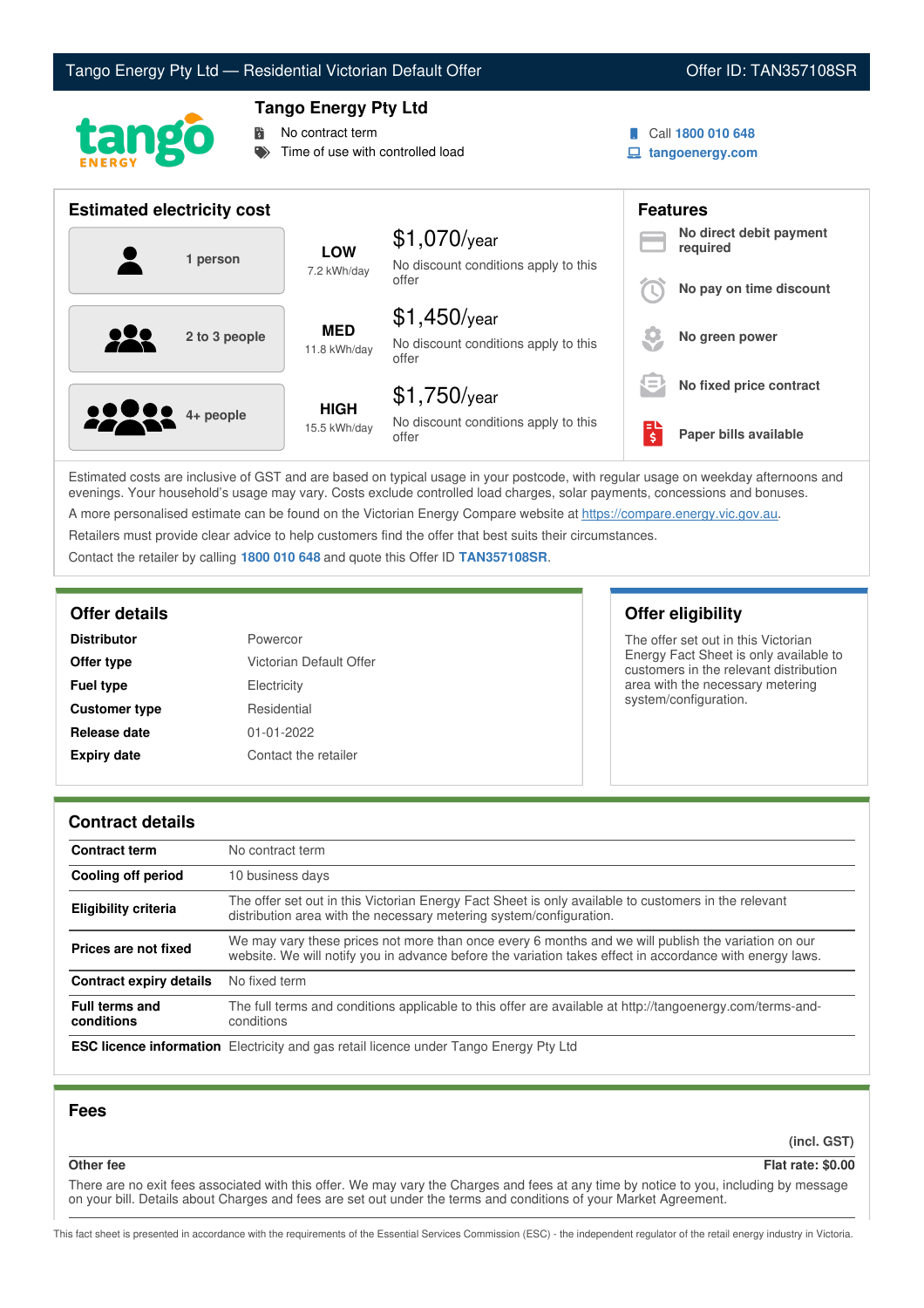# Tango Energy Pty Ltd — Residential Victorian Default Offer

Offer ID: TAN357108SR

## Tango Energy Pty Ltd

- No contract term
- Time of use with controlled load

Call **1800 010 648**

**tangoenergy.com**

## Estimated electricity cost

| Household | Usage | Cost |
|---|---|---|
| 1 person | **LOW** 7.2 kWh/day | $1,070/year — No discount conditions apply to this offer |
| 2 to 3 people | **MED** 11.8 kWh/day | $1,450/year — No discount conditions apply to this offer |
| 4+ people | **HIGH** 15.5 kWh/day | $1,750/year — No discount conditions apply to this offer |

## Features

- **No direct debit payment required**
- **No pay on time discount**
- **No green power**
- **No fixed price contract**
- **Paper bills available**

Estimated costs are inclusive of GST and are based on typical usage in your postcode, with regular usage on weekday afternoons and evenings. Your household's usage may vary. Costs exclude controlled load charges, solar payments, concessions and bonuses.

A more personalised estimate can be found on the Victorian Energy Compare website at https://compare.energy.vic.gov.au.

Retailers must provide clear advice to help customers find the offer that best suits their circumstances.

Contact the retailer by calling **1800 010 648** and quote this Offer ID **TAN357108SR**.

## Offer details

| | |
|---|---|
| **Distributor** | Powercor |
| **Offer type** | Victorian Default Offer |
| **Fuel type** | Electricity |
| **Customer type** | Residential |
| **Release date** | 01-01-2022 |
| **Expiry date** | Contact the retailer |

## Offer eligibility

The offer set out in this Victorian Energy Fact Sheet is only available to customers in the relevant distribution area with the necessary metering system/configuration.

## Contract details

| | |
|---|---|
| **Contract term** | No contract term |
| **Cooling off period** | 10 business days |
| **Eligibility criteria** | The offer set out in this Victorian Energy Fact Sheet is only available to customers in the relevant distribution area with the necessary metering system/configuration. |
| **Prices are not fixed** | We may vary these prices not more than once every 6 months and we will publish the variation on our website. We will notify you in advance before the variation takes effect in accordance with energy laws. |
| **Contract expiry details** | No fixed term |
| **Full terms and conditions** | The full terms and conditions applicable to this offer are available at http://tangoenergy.com/terms-and-conditions |
| **ESC licence information** | Electricity and gas retail licence under Tango Energy Pty Ltd |

## Fees

| | (incl. GST) |
|---|---|
| **Other fee** | **Flat rate: $0.00** |

There are no exit fees associated with this offer. We may vary the Charges and fees at any time by notice to you, including by message on your bill. Details about Charges and fees are set out under the terms and conditions of your Market Agreement.

This fact sheet is presented in accordance with the requirements of the Essential Services Commission (ESC) - the independent regulator of the retail energy industry in Victoria.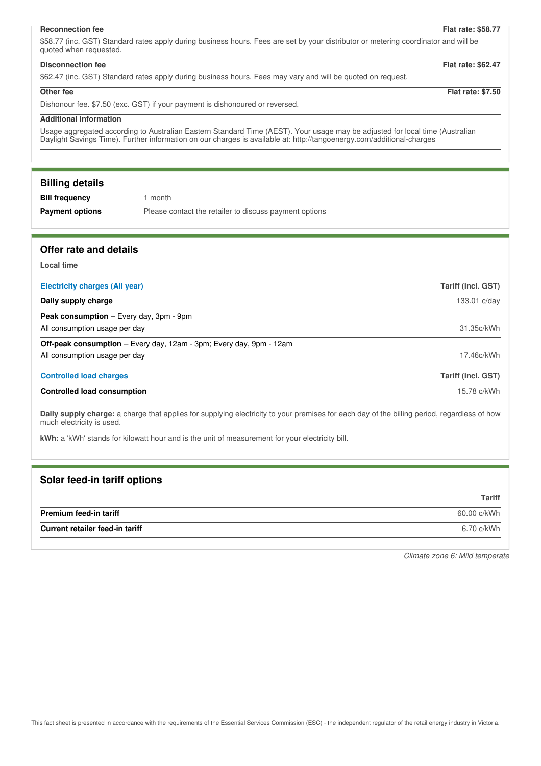| | |
|---|---|
| **Reconnection fee** | **Flat rate: $58.77** |
| $58.77 (inc. GST) Standard rates apply during business hours. Fees are set by your distributor or metering coordinator and will be quoted when requested. | |
| **Disconnection fee** | **Flat rate: $62.47** |
| $62.47 (inc. GST) Standard rates apply during business hours. Fees may vary and will be quoted on request. | |
| **Other fee** | **Flat rate: $7.50** |
| Dishonour fee. $7.50 (exc. GST) if your payment is dishonoured or reversed. | |

**Additional information**

Usage aggregated according to Australian Eastern Standard Time (AEST). Your usage may be adjusted for local time (Australian Daylight Savings Time). Further information on our charges is available at: http://tangoenergy.com/additional-charges

## Billing details

| | |
|---|---|
| **Bill frequency** | 1 month |
| **Payment options** | Please contact the retailer to discuss payment options |

## Offer rate and details

**Local time**

| Electricity charges (All year) | Tariff (incl. GST) |
|---|---|
| **Daily supply charge** | 133.01 c/day |
| **Peak consumption** – Every day, 3pm - 9pm | |
| All consumption usage per day | 31.35c/kWh |
| **Off-peak consumption** – Every day, 12am - 3pm; Every day, 9pm - 12am | |
| All consumption usage per day | 17.46c/kWh |

| Controlled load charges | Tariff (incl. GST) |
|---|---|
| **Controlled load consumption** | 15.78 c/kWh |

**Daily supply charge:** a charge that applies for supplying electricity to your premises for each day of the billing period, regardless of how much electricity is used.

**kWh:** a 'kWh' stands for kilowatt hour and is the unit of measurement for your electricity bill.

## Solar feed-in tariff options

| | Tariff |
|---|---|
| **Premium feed-in tariff** | 60.00 c/kWh |
| **Current retailer feed-in tariff** | 6.70 c/kWh |

*Climate zone 6: Mild temperate*

This fact sheet is presented in accordance with the requirements of the Essential Services Commission (ESC) - the independent regulator of the retail energy industry in Victoria.